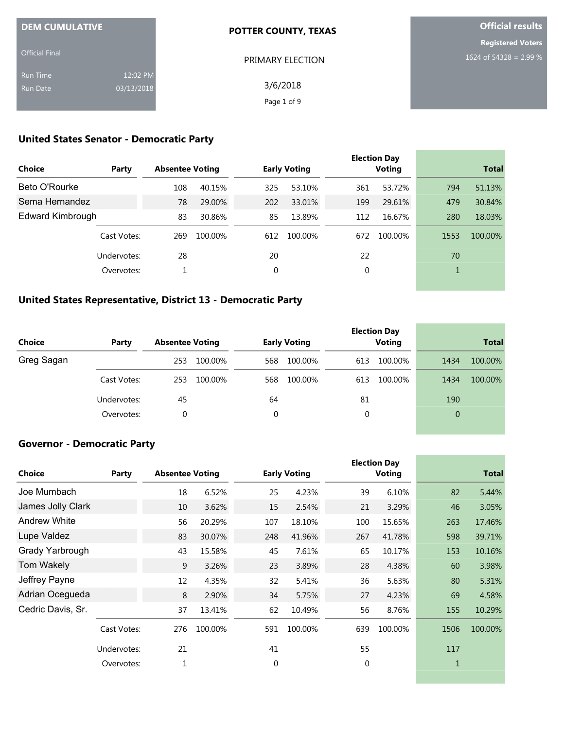**DEM CUMULATIVE**

Official Final

Run Time 12:02 PM

Run Date 03/13/2018

**POTTER COUNTY, TEXAS**

PRIMARY ELECTION

3/6/2018

**Official results**

**Registered Voters**

1624 of 54328 = 2.99 %

## United States Senator - Democratic Party

| Choice | Party | Absentee Voting | | Early Voting | | Election Day Voting | | Total | |
|---|---|---|---|---|---|---|---|---|---|
| Beto O'Rourke | | 108 | 40.15% | 325 | 53.10% | 361 | 53.72% | 794 | 51.13% |
| Sema Hernandez | | 78 | 29.00% | 202 | 33.01% | 199 | 29.61% | 479 | 30.84% |
| Edward Kimbrough | | 83 | 30.86% | 85 | 13.89% | 112 | 16.67% | 280 | 18.03% |
| | Cast Votes: | 269 | 100.00% | 612 | 100.00% | 672 | 100.00% | 1553 | 100.00% |
| | Undervotes: | 28 | | 20 | | 22 | | 70 | |
| | Overvotes: | 1 | | 0 | | 0 | | 1 | |

## United States Representative, District 13 - Democratic Party

| Choice | Party | Absentee Voting | | Early Voting | | Election Day Voting | | Total | |
|---|---|---|---|---|---|---|---|---|---|
| Greg Sagan | | 253 | 100.00% | 568 | 100.00% | 613 | 100.00% | 1434 | 100.00% |
| | Cast Votes: | 253 | 100.00% | 568 | 100.00% | 613 | 100.00% | 1434 | 100.00% |
| | Undervotes: | 45 | | 64 | | 81 | | 190 | |
| | Overvotes: | 0 | | 0 | | 0 | | 0 | |

## Governor - Democratic Party

| Choice | Party | Absentee Voting | | Early Voting | | Election Day Voting | | Total | |
|---|---|---|---|---|---|---|---|---|---|
| Joe Mumbach | | 18 | 6.52% | 25 | 4.23% | 39 | 6.10% | 82 | 5.44% |
| James Jolly Clark | | 10 | 3.62% | 15 | 2.54% | 21 | 3.29% | 46 | 3.05% |
| Andrew White | | 56 | 20.29% | 107 | 18.10% | 100 | 15.65% | 263 | 17.46% |
| Lupe Valdez | | 83 | 30.07% | 248 | 41.96% | 267 | 41.78% | 598 | 39.71% |
| Grady Yarbrough | | 43 | 15.58% | 45 | 7.61% | 65 | 10.17% | 153 | 10.16% |
| Tom Wakely | | 9 | 3.26% | 23 | 3.89% | 28 | 4.38% | 60 | 3.98% |
| Jeffrey Payne | | 12 | 4.35% | 32 | 5.41% | 36 | 5.63% | 80 | 5.31% |
| Adrian Ocegueda | | 8 | 2.90% | 34 | 5.75% | 27 | 4.23% | 69 | 4.58% |
| Cedric Davis, Sr. | | 37 | 13.41% | 62 | 10.49% | 56 | 8.76% | 155 | 10.29% |
| | Cast Votes: | 276 | 100.00% | 591 | 100.00% | 639 | 100.00% | 1506 | 100.00% |
| | Undervotes: | 21 | | 41 | | 55 | | 117 | |
| | Overvotes: | 1 | | 0 | | 0 | | 1 | |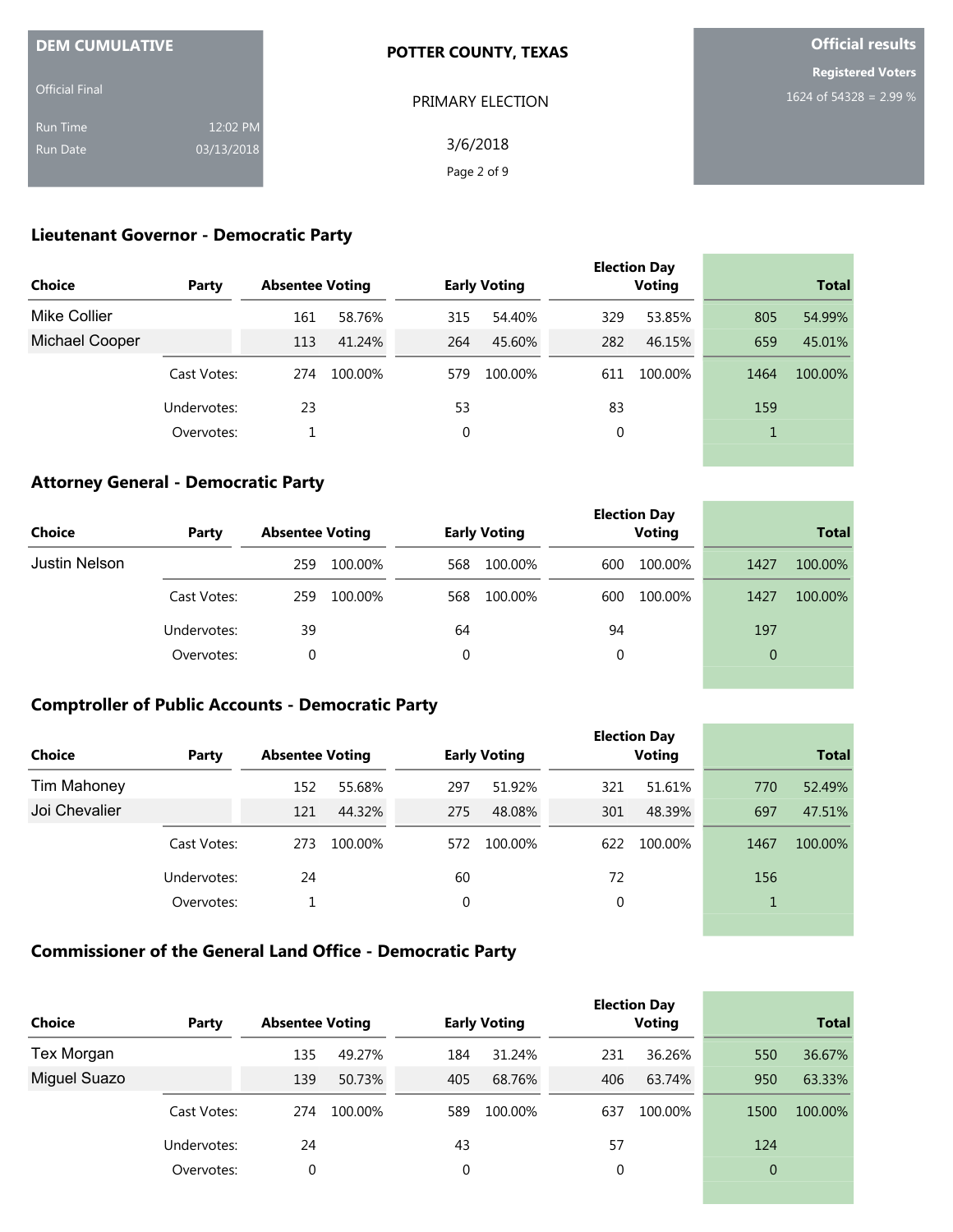DEM CUMULATIVE

Official Final

Run Time 12:02 PM
Run Date 03/13/2018

POTTER COUNTY, TEXAS

PRIMARY ELECTION

3/6/2018

Official results

Registered Voters
1624 of 54328 = 2.99 %

### Lieutenant Governor - Democratic Party

| Choice | Party | Absentee Voting | | Early Voting | | Election Day Voting | | Total | |
|---|---|---|---|---|---|---|---|---|---|
| Mike Collier | | 161 | 58.76% | 315 | 54.40% | 329 | 53.85% | 805 | 54.99% |
| Michael Cooper | | 113 | 41.24% | 264 | 45.60% | 282 | 46.15% | 659 | 45.01% |
| | Cast Votes: | 274 | 100.00% | 579 | 100.00% | 611 | 100.00% | 1464 | 100.00% |
| | Undervotes: | 23 | | 53 | | 83 | | 159 | |
| | Overvotes: | 1 | | 0 | | 0 | | 1 | |

### Attorney General - Democratic Party

| Choice | Party | Absentee Voting | | Early Voting | | Election Day Voting | | Total | |
|---|---|---|---|---|---|---|---|---|---|
| Justin Nelson | | 259 | 100.00% | 568 | 100.00% | 600 | 100.00% | 1427 | 100.00% |
| | Cast Votes: | 259 | 100.00% | 568 | 100.00% | 600 | 100.00% | 1427 | 100.00% |
| | Undervotes: | 39 | | 64 | | 94 | | 197 | |
| | Overvotes: | 0 | | 0 | | 0 | | 0 | |

### Comptroller of Public Accounts - Democratic Party

| Choice | Party | Absentee Voting | | Early Voting | | Election Day Voting | | Total | |
|---|---|---|---|---|---|---|---|---|---|
| Tim Mahoney | | 152 | 55.68% | 297 | 51.92% | 321 | 51.61% | 770 | 52.49% |
| Joi Chevalier | | 121 | 44.32% | 275 | 48.08% | 301 | 48.39% | 697 | 47.51% |
| | Cast Votes: | 273 | 100.00% | 572 | 100.00% | 622 | 100.00% | 1467 | 100.00% |
| | Undervotes: | 24 | | 60 | | 72 | | 156 | |
| | Overvotes: | 1 | | 0 | | 0 | | 1 | |

### Commissioner of the General Land Office - Democratic Party

| Choice | Party | Absentee Voting | | Early Voting | | Election Day Voting | | Total | |
|---|---|---|---|---|---|---|---|---|---|
| Tex Morgan | | 135 | 49.27% | 184 | 31.24% | 231 | 36.26% | 550 | 36.67% |
| Miguel Suazo | | 139 | 50.73% | 405 | 68.76% | 406 | 63.74% | 950 | 63.33% |
| | Cast Votes: | 274 | 100.00% | 589 | 100.00% | 637 | 100.00% | 1500 | 100.00% |
| | Undervotes: | 24 | | 43 | | 57 | | 124 | |
| | Overvotes: | 0 | | 0 | | 0 | | 0 | |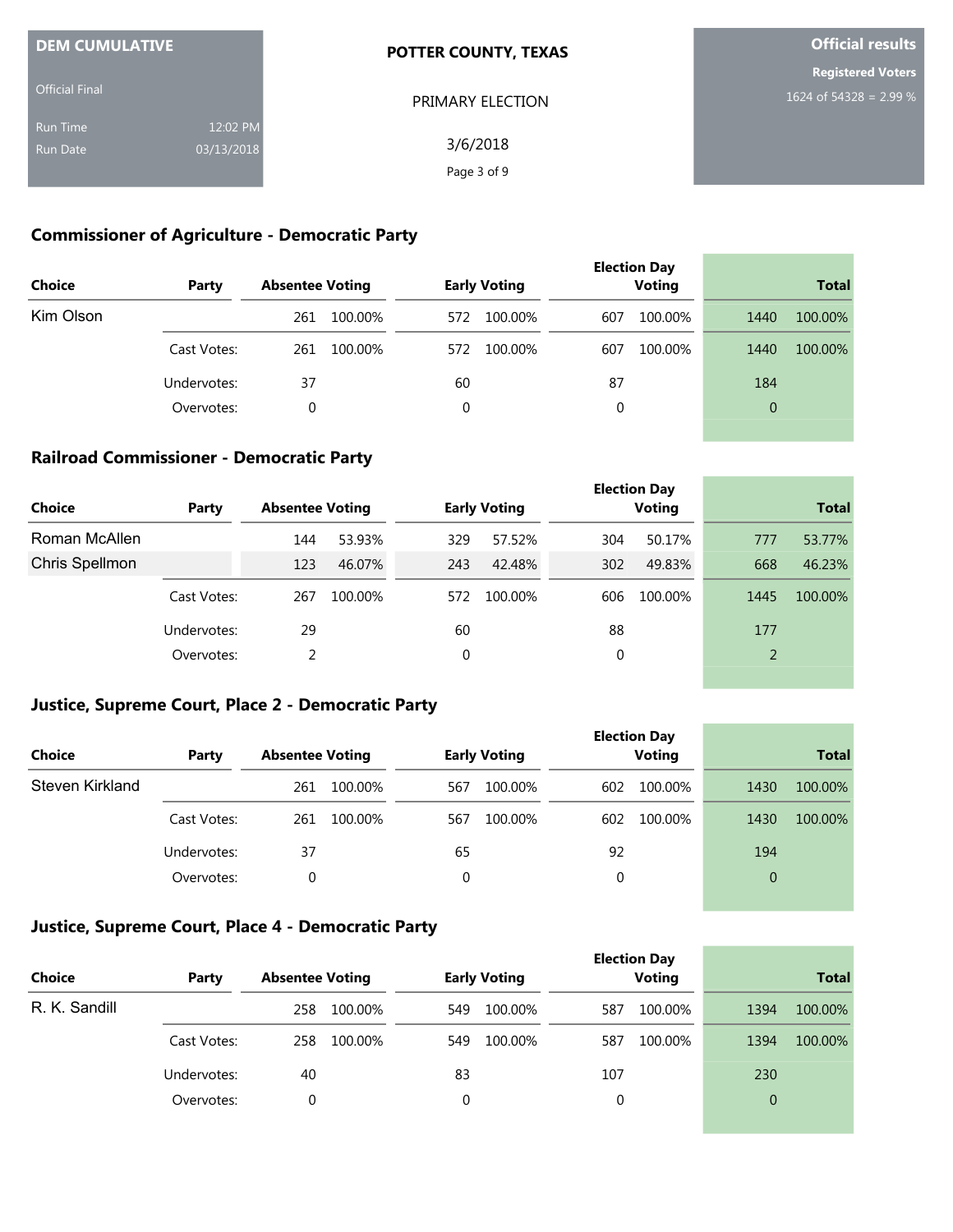DEM CUMULATIVE

Official Final

Run Time 12:02 PM
Run Date 03/13/2018

**POTTER COUNTY, TEXAS**

PRIMARY ELECTION

3/6/2018

**Official results**

**Registered Voters**
1624 of 54328 = 2.99 %

## Commissioner of Agriculture - Democratic Party

| Choice | Party | Absentee Voting | | Early Voting | | Election Day Voting | | Total | |
|---|---|---|---|---|---|---|---|---|---|
| Kim Olson | | 261 | 100.00% | 572 | 100.00% | 607 | 100.00% | 1440 | 100.00% |
| | Cast Votes: | 261 | 100.00% | 572 | 100.00% | 607 | 100.00% | 1440 | 100.00% |
| | Undervotes: | 37 | | 60 | | 87 | | 184 | |
| | Overvotes: | 0 | | 0 | | 0 | | 0 | |

## Railroad Commissioner - Democratic Party

| Choice | Party | Absentee Voting | | Early Voting | | Election Day Voting | | Total | |
|---|---|---|---|---|---|---|---|---|---|
| Roman McAllen | | 144 | 53.93% | 329 | 57.52% | 304 | 50.17% | 777 | 53.77% |
| Chris Spellmon | | 123 | 46.07% | 243 | 42.48% | 302 | 49.83% | 668 | 46.23% |
| | Cast Votes: | 267 | 100.00% | 572 | 100.00% | 606 | 100.00% | 1445 | 100.00% |
| | Undervotes: | 29 | | 60 | | 88 | | 177 | |
| | Overvotes: | 2 | | 0 | | 0 | | 2 | |

## Justice, Supreme Court, Place 2 - Democratic Party

| Choice | Party | Absentee Voting | | Early Voting | | Election Day Voting | | Total | |
|---|---|---|---|---|---|---|---|---|---|
| Steven Kirkland | | 261 | 100.00% | 567 | 100.00% | 602 | 100.00% | 1430 | 100.00% |
| | Cast Votes: | 261 | 100.00% | 567 | 100.00% | 602 | 100.00% | 1430 | 100.00% |
| | Undervotes: | 37 | | 65 | | 92 | | 194 | |
| | Overvotes: | 0 | | 0 | | 0 | | 0 | |

## Justice, Supreme Court, Place 4 - Democratic Party

| Choice | Party | Absentee Voting | | Early Voting | | Election Day Voting | | Total | |
|---|---|---|---|---|---|---|---|---|---|
| R. K. Sandill | | 258 | 100.00% | 549 | 100.00% | 587 | 100.00% | 1394 | 100.00% |
| | Cast Votes: | 258 | 100.00% | 549 | 100.00% | 587 | 100.00% | 1394 | 100.00% |
| | Undervotes: | 40 | | 83 | | 107 | | 230 | |
| | Overvotes: | 0 | | 0 | | 0 | | 0 | |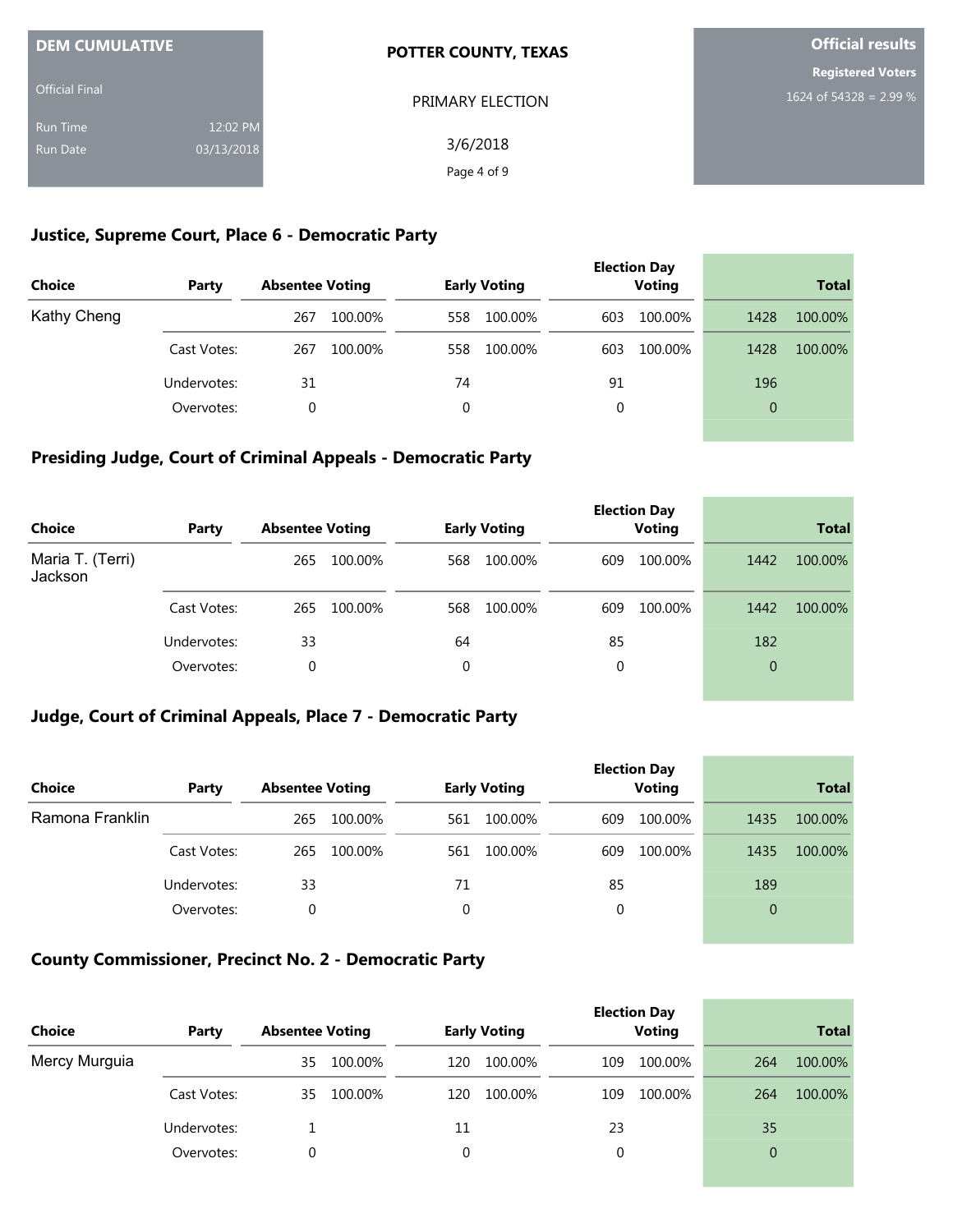**DEM CUMULATIVE**

Official Final

Run Time 12:02 PM

Run Date 03/13/2018

**POTTER COUNTY, TEXAS**

PRIMARY ELECTION

3/6/2018

**Official results**

**Registered Voters**

1624 of 54328 = 2.99 %

## Justice, Supreme Court, Place 6 - Democratic Party

| Choice | Party | Absentee Voting | | Early Voting | | Election Day Voting | | Total | |
|---|---|---|---|---|---|---|---|---|---|
| Kathy Cheng | | 267 | 100.00% | 558 | 100.00% | 603 | 100.00% | 1428 | 100.00% |
| | Cast Votes: | 267 | 100.00% | 558 | 100.00% | 603 | 100.00% | 1428 | 100.00% |
| | Undervotes: | 31 | | 74 | | 91 | | 196 | |
| | Overvotes: | 0 | | 0 | | 0 | | 0 | |

## Presiding Judge, Court of Criminal Appeals - Democratic Party

| Choice | Party | Absentee Voting | | Early Voting | | Election Day Voting | | Total | |
|---|---|---|---|---|---|---|---|---|---|
| Maria T. (Terri) Jackson | | 265 | 100.00% | 568 | 100.00% | 609 | 100.00% | 1442 | 100.00% |
| | Cast Votes: | 265 | 100.00% | 568 | 100.00% | 609 | 100.00% | 1442 | 100.00% |
| | Undervotes: | 33 | | 64 | | 85 | | 182 | |
| | Overvotes: | 0 | | 0 | | 0 | | 0 | |

## Judge, Court of Criminal Appeals, Place 7 - Democratic Party

| Choice | Party | Absentee Voting | | Early Voting | | Election Day Voting | | Total | |
|---|---|---|---|---|---|---|---|---|---|
| Ramona Franklin | | 265 | 100.00% | 561 | 100.00% | 609 | 100.00% | 1435 | 100.00% |
| | Cast Votes: | 265 | 100.00% | 561 | 100.00% | 609 | 100.00% | 1435 | 100.00% |
| | Undervotes: | 33 | | 71 | | 85 | | 189 | |
| | Overvotes: | 0 | | 0 | | 0 | | 0 | |

## County Commissioner, Precinct No. 2 - Democratic Party

| Choice | Party | Absentee Voting | | Early Voting | | Election Day Voting | | Total | |
|---|---|---|---|---|---|---|---|---|---|
| Mercy Murguia | | 35 | 100.00% | 120 | 100.00% | 109 | 100.00% | 264 | 100.00% |
| | Cast Votes: | 35 | 100.00% | 120 | 100.00% | 109 | 100.00% | 264 | 100.00% |
| | Undervotes: | 1 | | 11 | | 23 | | 35 | |
| | Overvotes: | 0 | | 0 | | 0 | | 0 | |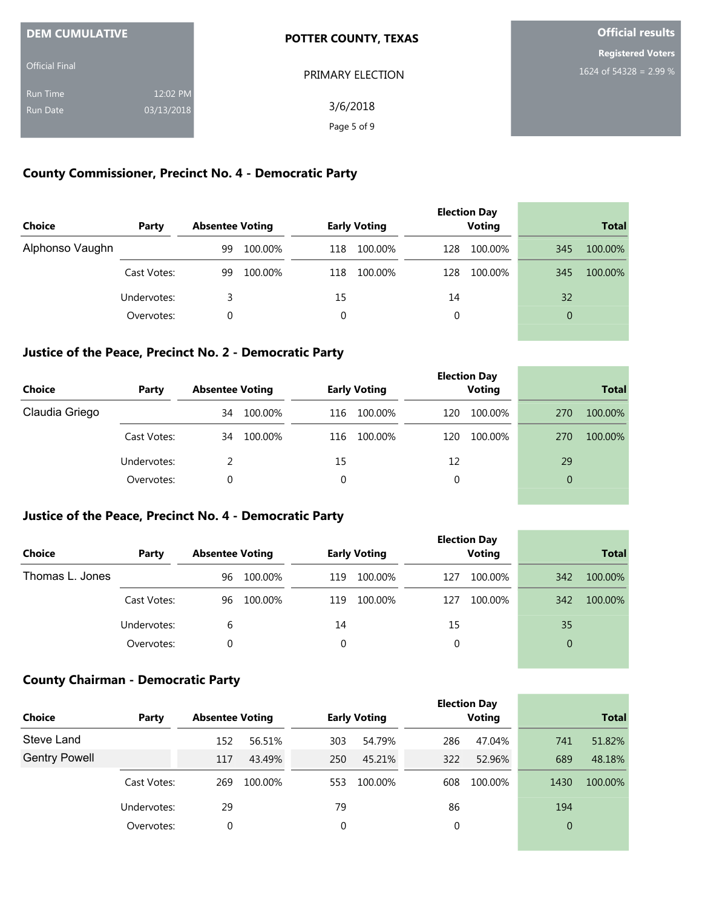**DEM CUMULATIVE**

Official Final

Run Time 12:02 PM

Run Date 03/13/2018

**POTTER COUNTY, TEXAS**

PRIMARY ELECTION

3/6/2018

**Official results**

**Registered Voters**

1624 of 54328 = 2.99 %

## County Commissioner, Precinct No. 4 - Democratic Party

| Choice | Party | Absentee Voting | | Early Voting | | Election Day Voting | | Total | |
|---|---|---|---|---|---|---|---|---|---|
| Alphonso Vaughn | | 99 | 100.00% | 118 | 100.00% | 128 | 100.00% | 345 | 100.00% |
| | Cast Votes: | 99 | 100.00% | 118 | 100.00% | 128 | 100.00% | 345 | 100.00% |
| | Undervotes: | 3 | | 15 | | 14 | | 32 | |
| | Overvotes: | 0 | | 0 | | 0 | | 0 | |

## Justice of the Peace, Precinct No. 2 - Democratic Party

| Choice | Party | Absentee Voting | | Early Voting | | Election Day Voting | | Total | |
|---|---|---|---|---|---|---|---|---|---|
| Claudia Griego | | 34 | 100.00% | 116 | 100.00% | 120 | 100.00% | 270 | 100.00% |
| | Cast Votes: | 34 | 100.00% | 116 | 100.00% | 120 | 100.00% | 270 | 100.00% |
| | Undervotes: | 2 | | 15 | | 12 | | 29 | |
| | Overvotes: | 0 | | 0 | | 0 | | 0 | |

## Justice of the Peace, Precinct No. 4 - Democratic Party

| Choice | Party | Absentee Voting | | Early Voting | | Election Day Voting | | Total | |
|---|---|---|---|---|---|---|---|---|---|
| Thomas L. Jones | | 96 | 100.00% | 119 | 100.00% | 127 | 100.00% | 342 | 100.00% |
| | Cast Votes: | 96 | 100.00% | 119 | 100.00% | 127 | 100.00% | 342 | 100.00% |
| | Undervotes: | 6 | | 14 | | 15 | | 35 | |
| | Overvotes: | 0 | | 0 | | 0 | | 0 | |

## County Chairman - Democratic Party

| Choice | Party | Absentee Voting | | Early Voting | | Election Day Voting | | Total | |
|---|---|---|---|---|---|---|---|---|---|
| Steve Land | | 152 | 56.51% | 303 | 54.79% | 286 | 47.04% | 741 | 51.82% |
| Gentry Powell | | 117 | 43.49% | 250 | 45.21% | 322 | 52.96% | 689 | 48.18% |
| | Cast Votes: | 269 | 100.00% | 553 | 100.00% | 608 | 100.00% | 1430 | 100.00% |
| | Undervotes: | 29 | | 79 | | 86 | | 194 | |
| | Overvotes: | 0 | | 0 | | 0 | | 0 | |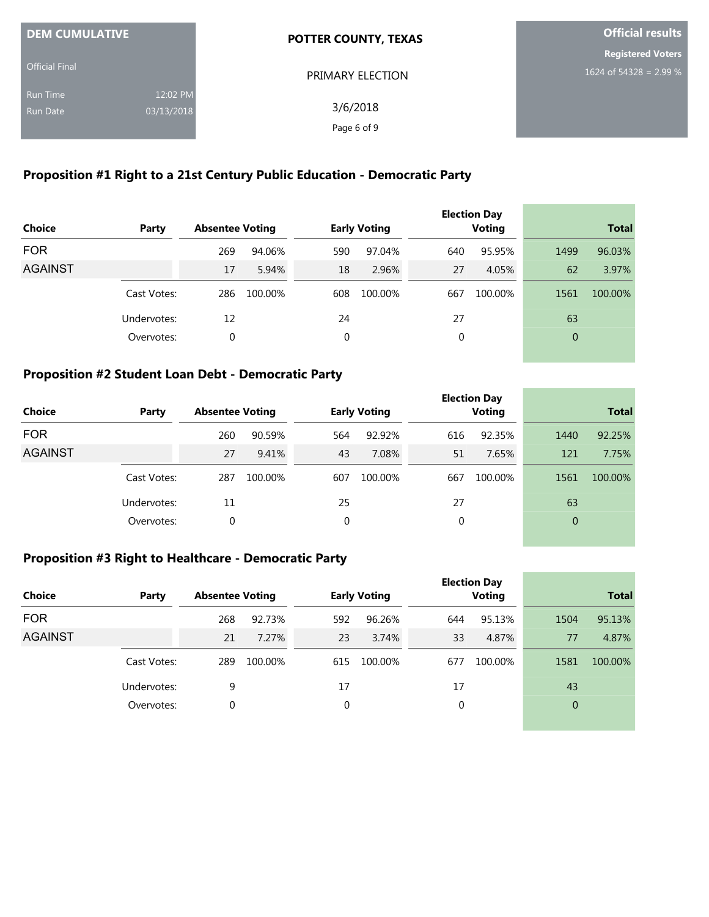**DEM CUMULATIVE**

Official Final

Run Time 12:02 PM
Run Date 03/13/2018

**POTTER COUNTY, TEXAS**

PRIMARY ELECTION

3/6/2018

**Official results**

**Registered Voters**

1624 of 54328 = 2.99 %

## Proposition #1 Right to a 21st Century Public Education - Democratic Party

| Choice | Party | Absentee Voting | | Early Voting | | Election Day Voting | | Total | |
|---|---|---|---|---|---|---|---|---|---|
| FOR | | 269 | 94.06% | 590 | 97.04% | 640 | 95.95% | 1499 | 96.03% |
| AGAINST | | 17 | 5.94% | 18 | 2.96% | 27 | 4.05% | 62 | 3.97% |
| | Cast Votes: | 286 | 100.00% | 608 | 100.00% | 667 | 100.00% | 1561 | 100.00% |
| | Undervotes: | 12 | | 24 | | 27 | | 63 | |
| | Overvotes: | 0 | | 0 | | 0 | | 0 | |

## Proposition #2 Student Loan Debt - Democratic Party

| Choice | Party | Absentee Voting | | Early Voting | | Election Day Voting | | Total | |
|---|---|---|---|---|---|---|---|---|---|
| FOR | | 260 | 90.59% | 564 | 92.92% | 616 | 92.35% | 1440 | 92.25% |
| AGAINST | | 27 | 9.41% | 43 | 7.08% | 51 | 7.65% | 121 | 7.75% |
| | Cast Votes: | 287 | 100.00% | 607 | 100.00% | 667 | 100.00% | 1561 | 100.00% |
| | Undervotes: | 11 | | 25 | | 27 | | 63 | |
| | Overvotes: | 0 | | 0 | | 0 | | 0 | |

## Proposition #3 Right to Healthcare - Democratic Party

| Choice | Party | Absentee Voting | | Early Voting | | Election Day Voting | | Total | |
|---|---|---|---|---|---|---|---|---|---|
| FOR | | 268 | 92.73% | 592 | 96.26% | 644 | 95.13% | 1504 | 95.13% |
| AGAINST | | 21 | 7.27% | 23 | 3.74% | 33 | 4.87% | 77 | 4.87% |
| | Cast Votes: | 289 | 100.00% | 615 | 100.00% | 677 | 100.00% | 1581 | 100.00% |
| | Undervotes: | 9 | | 17 | | 17 | | 43 | |
| | Overvotes: | 0 | | 0 | | 0 | | 0 | |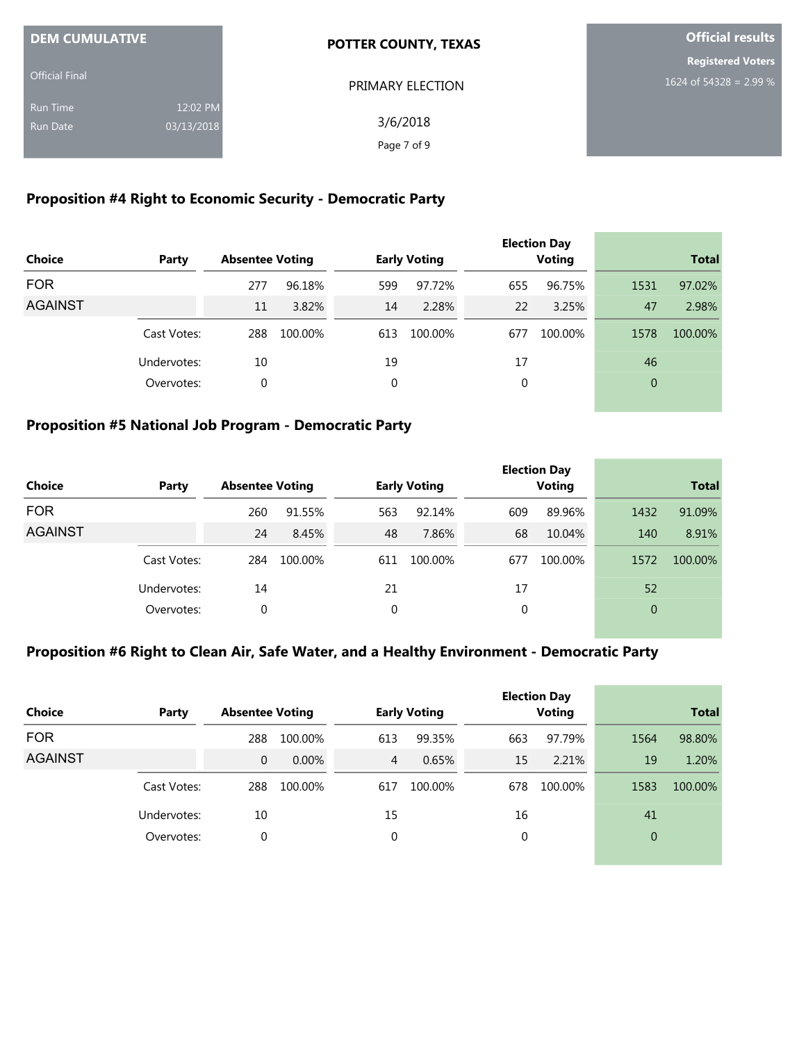**DEM CUMULATIVE**

Official Final

Run Time 12:02 PM

Run Date 03/13/2018

**POTTER COUNTY, TEXAS**

PRIMARY ELECTION

3/6/2018

**Official results**

**Registered Voters**

1624 of 54328 = 2.99 %

## Proposition #4 Right to Economic Security - Democratic Party

| Choice | Party | Absentee Voting | | Early Voting | | Election Day Voting | | Total | |
|---|---|---|---|---|---|---|---|---|---|
| FOR | | 277 | 96.18% | 599 | 97.72% | 655 | 96.75% | 1531 | 97.02% |
| AGAINST | | 11 | 3.82% | 14 | 2.28% | 22 | 3.25% | 47 | 2.98% |
| | Cast Votes: | 288 | 100.00% | 613 | 100.00% | 677 | 100.00% | 1578 | 100.00% |
| | Undervotes: | 10 | | 19 | | 17 | | 46 | |
| | Overvotes: | 0 | | 0 | | 0 | | 0 | |

## Proposition #5 National Job Program - Democratic Party

| Choice | Party | Absentee Voting | | Early Voting | | Election Day Voting | | Total | |
|---|---|---|---|---|---|---|---|---|---|
| FOR | | 260 | 91.55% | 563 | 92.14% | 609 | 89.96% | 1432 | 91.09% |
| AGAINST | | 24 | 8.45% | 48 | 7.86% | 68 | 10.04% | 140 | 8.91% |
| | Cast Votes: | 284 | 100.00% | 611 | 100.00% | 677 | 100.00% | 1572 | 100.00% |
| | Undervotes: | 14 | | 21 | | 17 | | 52 | |
| | Overvotes: | 0 | | 0 | | 0 | | 0 | |

## Proposition #6 Right to Clean Air, Safe Water, and a Healthy Environment - Democratic Party

| Choice | Party | Absentee Voting | | Early Voting | | Election Day Voting | | Total | |
|---|---|---|---|---|---|---|---|---|---|
| FOR | | 288 | 100.00% | 613 | 99.35% | 663 | 97.79% | 1564 | 98.80% |
| AGAINST | | 0 | 0.00% | 4 | 0.65% | 15 | 2.21% | 19 | 1.20% |
| | Cast Votes: | 288 | 100.00% | 617 | 100.00% | 678 | 100.00% | 1583 | 100.00% |
| | Undervotes: | 10 | | 15 | | 16 | | 41 | |
| | Overvotes: | 0 | | 0 | | 0 | | 0 | |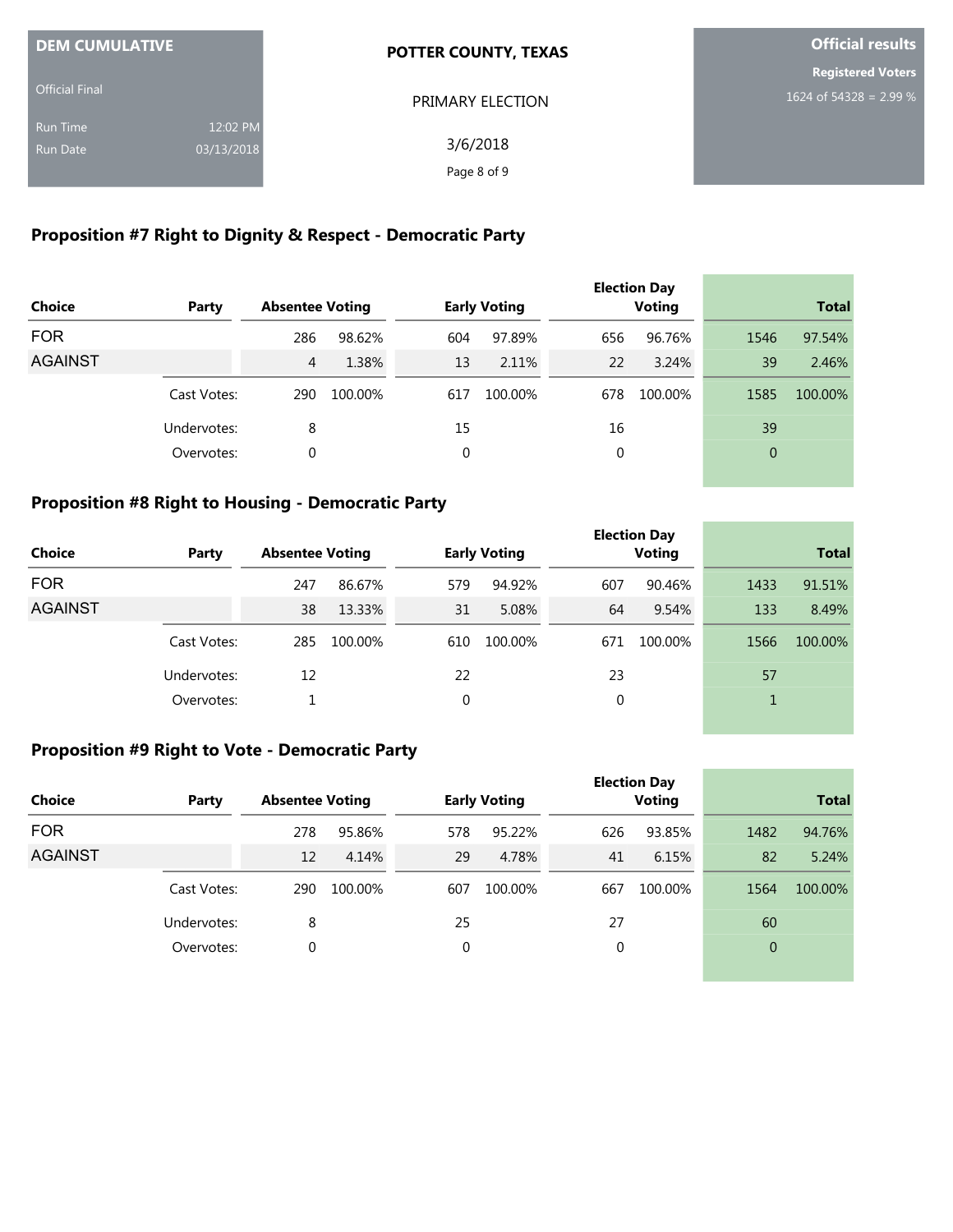**DEM CUMULATIVE**

Official Final

Run Time 12:02 PM

Run Date 03/13/2018

**POTTER COUNTY, TEXAS**

PRIMARY ELECTION

3/6/2018

**Official results**

**Registered Voters**

1624 of 54328 = 2.99 %

## Proposition #7 Right to Dignity & Respect - Democratic Party

| Choice | Party | Absentee Voting | | Early Voting | | Election Day Voting | | Total | |
|---|---|---|---|---|---|---|---|---|---|
| FOR | | 286 | 98.62% | 604 | 97.89% | 656 | 96.76% | 1546 | 97.54% |
| AGAINST | | 4 | 1.38% | 13 | 2.11% | 22 | 3.24% | 39 | 2.46% |
| | Cast Votes: | 290 | 100.00% | 617 | 100.00% | 678 | 100.00% | 1585 | 100.00% |
| | Undervotes: | 8 | | 15 | | 16 | | 39 | |
| | Overvotes: | 0 | | 0 | | 0 | | 0 | |

## Proposition #8 Right to Housing - Democratic Party

| Choice | Party | Absentee Voting | | Early Voting | | Election Day Voting | | Total | |
|---|---|---|---|---|---|---|---|---|---|
| FOR | | 247 | 86.67% | 579 | 94.92% | 607 | 90.46% | 1433 | 91.51% |
| AGAINST | | 38 | 13.33% | 31 | 5.08% | 64 | 9.54% | 133 | 8.49% |
| | Cast Votes: | 285 | 100.00% | 610 | 100.00% | 671 | 100.00% | 1566 | 100.00% |
| | Undervotes: | 12 | | 22 | | 23 | | 57 | |
| | Overvotes: | 1 | | 0 | | 0 | | 1 | |

## Proposition #9 Right to Vote - Democratic Party

| Choice | Party | Absentee Voting | | Early Voting | | Election Day Voting | | Total | |
|---|---|---|---|---|---|---|---|---|---|
| FOR | | 278 | 95.86% | 578 | 95.22% | 626 | 93.85% | 1482 | 94.76% |
| AGAINST | | 12 | 4.14% | 29 | 4.78% | 41 | 6.15% | 82 | 5.24% |
| | Cast Votes: | 290 | 100.00% | 607 | 100.00% | 667 | 100.00% | 1564 | 100.00% |
| | Undervotes: | 8 | | 25 | | 27 | | 60 | |
| | Overvotes: | 0 | | 0 | | 0 | | 0 | |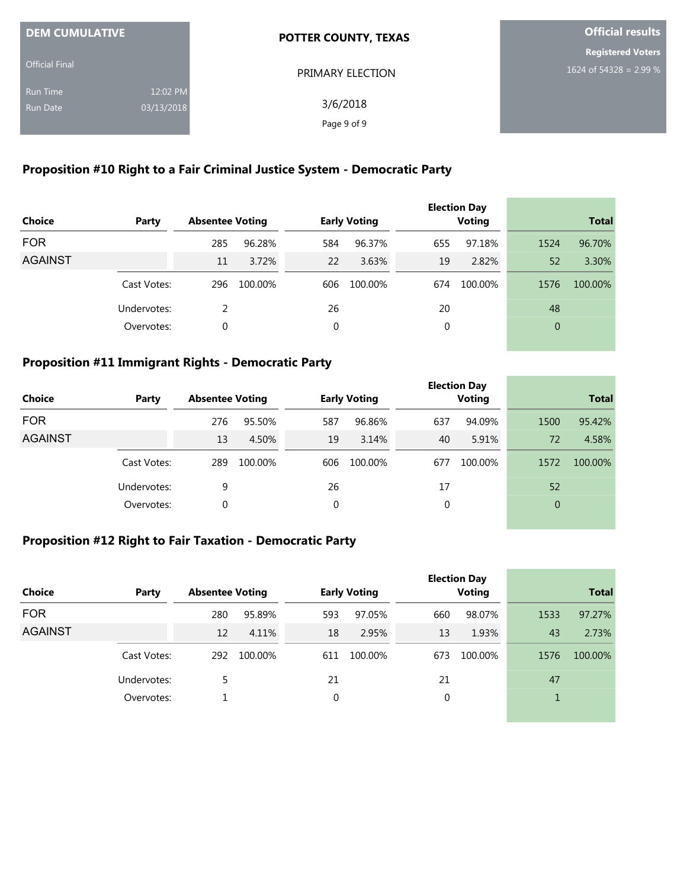DEM CUMULATIVE

Official Final

Run Time 12:02 PM

Run Date 03/13/2018

POTTER COUNTY, TEXAS

PRIMARY ELECTION

3/6/2018

Official results

Registered Voters

1624 of 54328 = 2.99 %

## Proposition #10 Right to a Fair Criminal Justice System - Democratic Party

| Choice | Party | Absentee Voting | | Early Voting | | Election Day Voting | | Total | |
|---|---|---|---|---|---|---|---|---|---|
| FOR | | 285 | 96.28% | 584 | 96.37% | 655 | 97.18% | 1524 | 96.70% |
| AGAINST | | 11 | 3.72% | 22 | 3.63% | 19 | 2.82% | 52 | 3.30% |
| | Cast Votes: | 296 | 100.00% | 606 | 100.00% | 674 | 100.00% | 1576 | 100.00% |
| | Undervotes: | 2 | | 26 | | 20 | | 48 | |
| | Overvotes: | 0 | | 0 | | 0 | | 0 | |

## Proposition #11 Immigrant Rights - Democratic Party

| Choice | Party | Absentee Voting | | Early Voting | | Election Day Voting | | Total | |
|---|---|---|---|---|---|---|---|---|---|
| FOR | | 276 | 95.50% | 587 | 96.86% | 637 | 94.09% | 1500 | 95.42% |
| AGAINST | | 13 | 4.50% | 19 | 3.14% | 40 | 5.91% | 72 | 4.58% |
| | Cast Votes: | 289 | 100.00% | 606 | 100.00% | 677 | 100.00% | 1572 | 100.00% |
| | Undervotes: | 9 | | 26 | | 17 | | 52 | |
| | Overvotes: | 0 | | 0 | | 0 | | 0 | |

## Proposition #12 Right to Fair Taxation - Democratic Party

| Choice | Party | Absentee Voting | | Early Voting | | Election Day Voting | | Total | |
|---|---|---|---|---|---|---|---|---|---|
| FOR | | 280 | 95.89% | 593 | 97.05% | 660 | 98.07% | 1533 | 97.27% |
| AGAINST | | 12 | 4.11% | 18 | 2.95% | 13 | 1.93% | 43 | 2.73% |
| | Cast Votes: | 292 | 100.00% | 611 | 100.00% | 673 | 100.00% | 1576 | 100.00% |
| | Undervotes: | 5 | | 21 | | 21 | | 47 | |
| | Overvotes: | 1 | | 0 | | 0 | | 1 | |